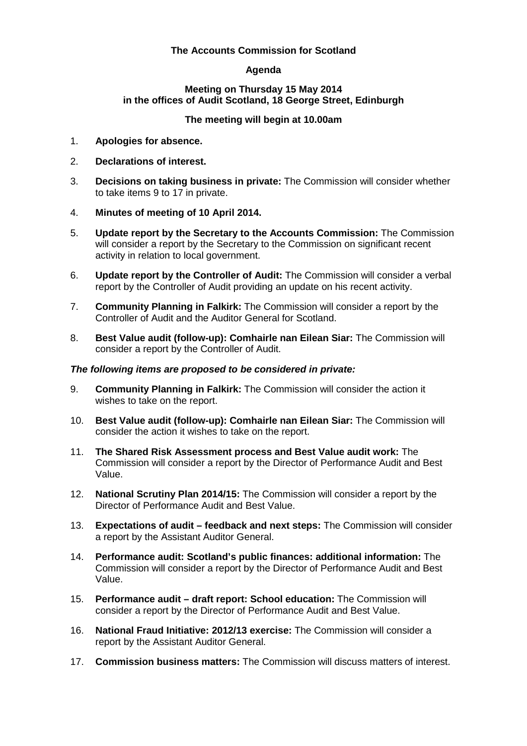**The Accounts Commission for Scotland**

**Agenda**

**Meeting on Thursday 15 May 2014**
**in the offices of Audit Scotland, 18 George Street, Edinburgh**

**The meeting will begin at 10.00am**

1. **Apologies for absence.**
2. **Declarations of interest.**
3. **Decisions on taking business in private:** The Commission will consider whether to take items 9 to 17 in private.
4. **Minutes of meeting of 10 April 2014.**
5. **Update report by the Secretary to the Accounts Commission:** The Commission will consider a report by the Secretary to the Commission on significant recent activity in relation to local government.
6. **Update report by the Controller of Audit:** The Commission will consider a verbal report by the Controller of Audit providing an update on his recent activity.
7. **Community Planning in Falkirk:** The Commission will consider a report by the Controller of Audit and the Auditor General for Scotland.
8. **Best Value audit (follow-up): Comhairle nan Eilean Siar:** The Commission will consider a report by the Controller of Audit.

***The following items are proposed to be considered in private:***

9. **Community Planning in Falkirk:** The Commission will consider the action it wishes to take on the report.
10. **Best Value audit (follow-up): Comhairle nan Eilean Siar:** The Commission will consider the action it wishes to take on the report.
11. **The Shared Risk Assessment process and Best Value audit work:** The Commission will consider a report by the Director of Performance Audit and Best Value.
12. **National Scrutiny Plan 2014/15:** The Commission will consider a report by the Director of Performance Audit and Best Value.
13. **Expectations of audit – feedback and next steps:** The Commission will consider a report by the Assistant Auditor General.
14. **Performance audit: Scotland's public finances: additional information:** The Commission will consider a report by the Director of Performance Audit and Best Value.
15. **Performance audit – draft report: School education:** The Commission will consider a report by the Director of Performance Audit and Best Value.
16. **National Fraud Initiative: 2012/13 exercise:** The Commission will consider a report by the Assistant Auditor General.
17. **Commission business matters:** The Commission will discuss matters of interest.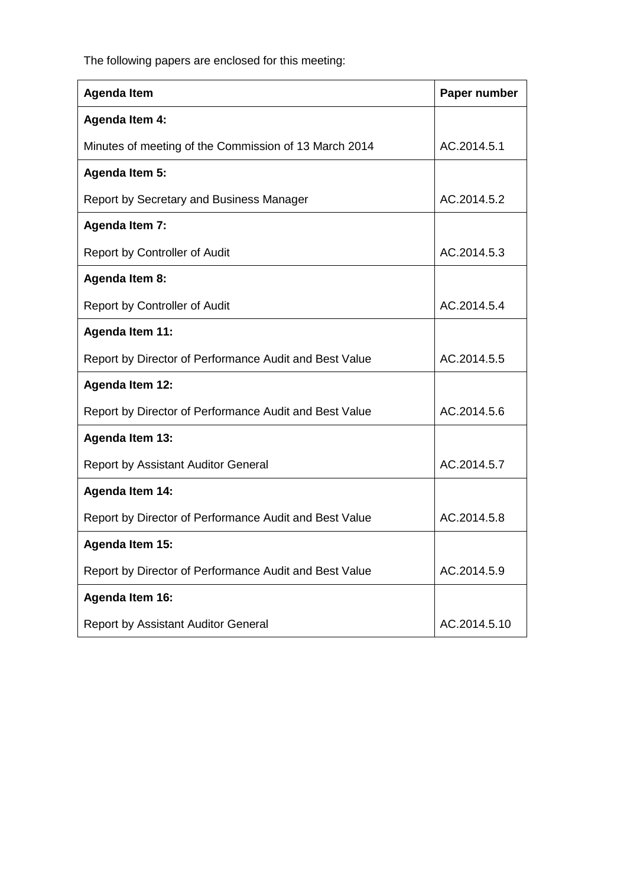The following papers are enclosed for this meeting:

| Agenda Item | Paper number |
|---|---|
| **Agenda Item 4:**<br>Minutes of meeting of the Commission of 13 March 2014 | AC.2014.5.1 |
| **Agenda Item 5:**<br>Report by Secretary and Business Manager | AC.2014.5.2 |
| **Agenda Item 7:**<br>Report by Controller of Audit | AC.2014.5.3 |
| **Agenda Item 8:**<br>Report by Controller of Audit | AC.2014.5.4 |
| **Agenda Item 11:**<br>Report by Director of Performance Audit and Best Value | AC.2014.5.5 |
| **Agenda Item 12:**<br>Report by Director of Performance Audit and Best Value | AC.2014.5.6 |
| **Agenda Item 13:**<br>Report by Assistant Auditor General | AC.2014.5.7 |
| **Agenda Item 14:**<br>Report by Director of Performance Audit and Best Value | AC.2014.5.8 |
| **Agenda Item 15:**<br>Report by Director of Performance Audit and Best Value | AC.2014.5.9 |
| **Agenda Item 16:**<br>Report by Assistant Auditor General | AC.2014.5.10 |